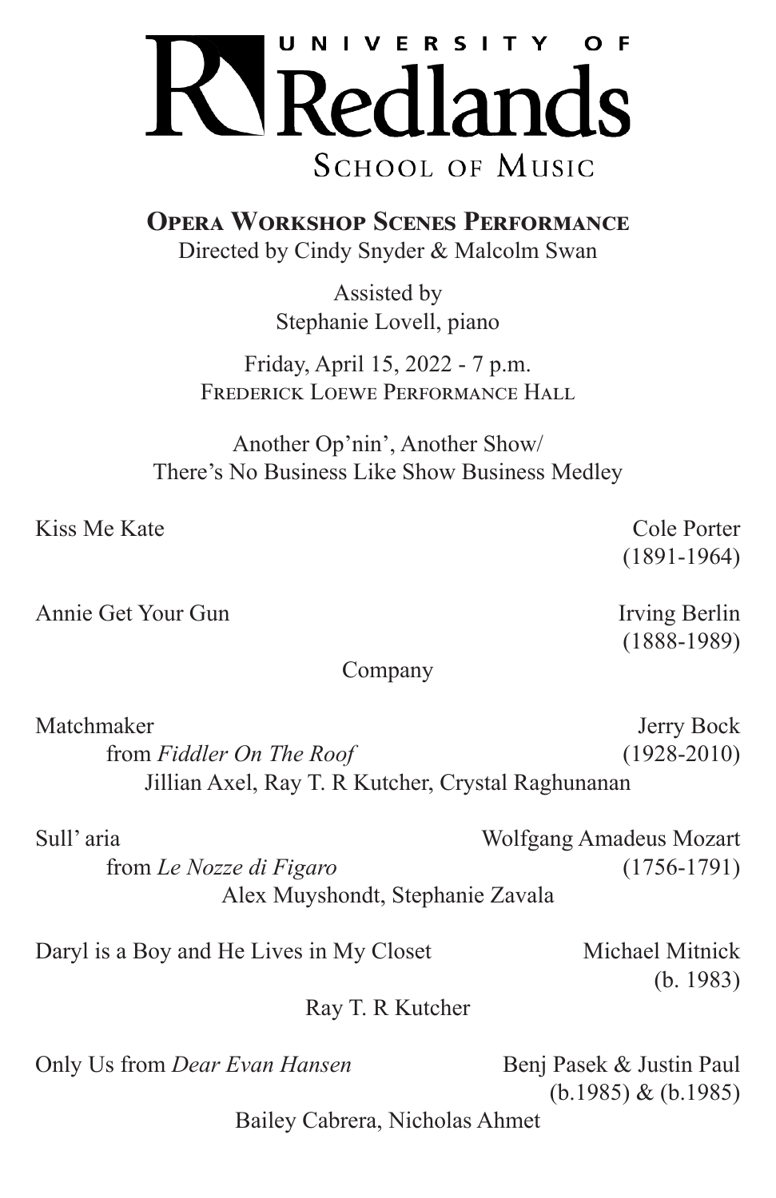# UNIVERSITY OF Redlands

## SCHOOL OF MUSIC

### **Opera Workshop Scenes Performance**

Directed by Cindy Snyder & Malcolm Swan

Assisted by
Stephanie Lovell, piano

Friday, April 15, 2022 - 7 p.m.
Frederick Loewe Performance Hall

Another Op'nin', Another Show/
There's No Business Like Show Business Medley

Kiss Me Kate — Cole Porter (1891-1964)

Annie Get Your Gun — Irving Berlin (1888-1989)

Company

Matchmaker
from *Fiddler On The Roof* — Jerry Bock (1928-2010)

Jillian Axel, Ray T. R Kutcher, Crystal Raghunanan

Sull' aria
from *Le Nozze di Figaro* — Wolfgang Amadeus Mozart (1756-1791)

Alex Muyshondt, Stephanie Zavala

Daryl is a Boy and He Lives in My Closet — Michael Mitnick (b. 1983)

Ray T. R Kutcher

Only Us from *Dear Evan Hansen* — Benj Pasek & Justin Paul (b.1985) & (b.1985)

Bailey Cabrera, Nicholas Ahmet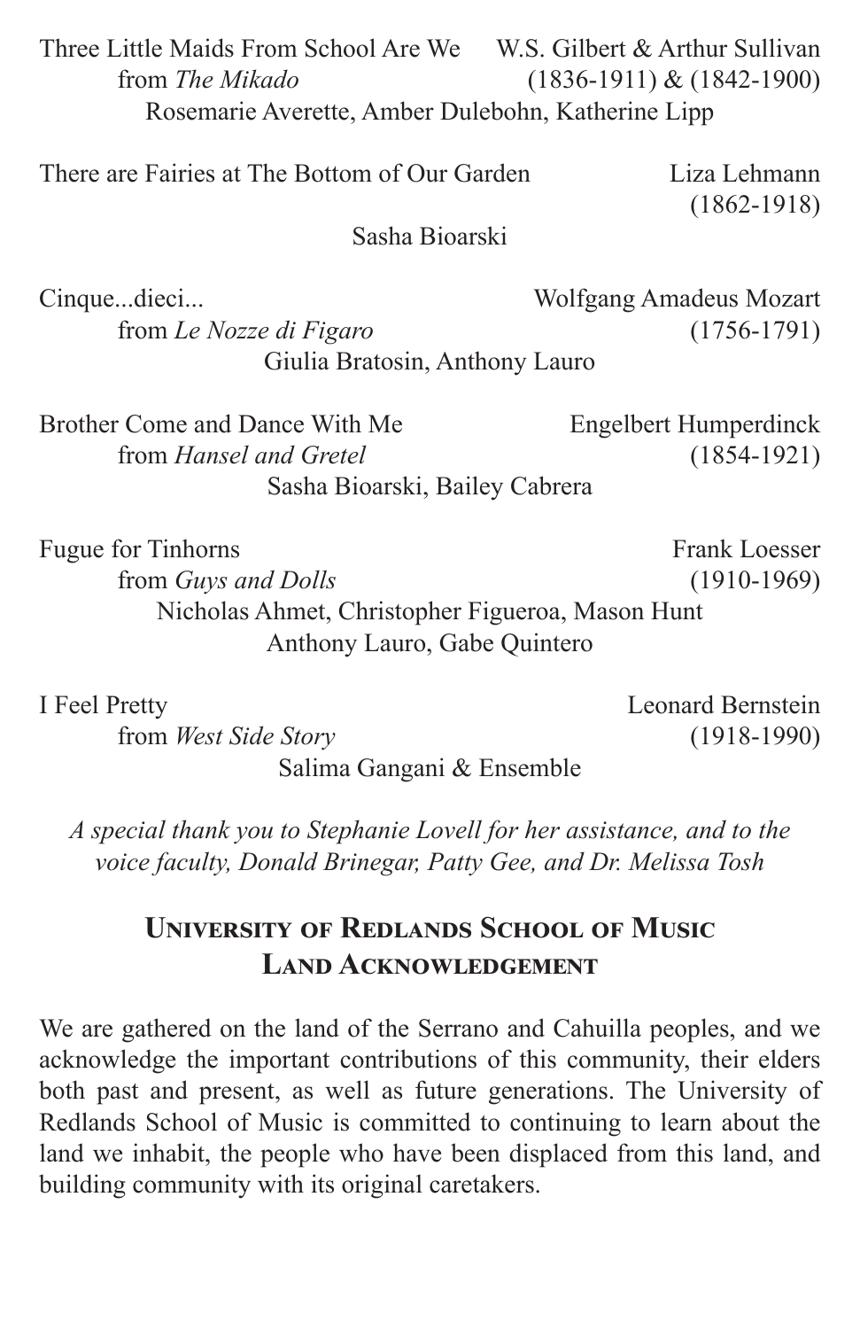Three Little Maids From School Are We — W.S. Gilbert & Arthur Sullivan
from *The Mikado* — (1836-1911) & (1842-1900)
Rosemarie Averette, Amber Dulebohn, Katherine Lipp

There are Fairies at The Bottom of Our Garden — Liza Lehmann
(1862-1918)
Sasha Bioarski

Cinque...dieci... — Wolfgang Amadeus Mozart
from *Le Nozze di Figaro* — (1756-1791)
Giulia Bratosin, Anthony Lauro

Brother Come and Dance With Me — Engelbert Humperdinck
from *Hansel and Gretel* — (1854-1921)
Sasha Bioarski, Bailey Cabrera

Fugue for Tinhorns — Frank Loesser
from *Guys and Dolls* — (1910-1969)
Nicholas Ahmet, Christopher Figueroa, Mason Hunt
Anthony Lauro, Gabe Quintero

I Feel Pretty — Leonard Bernstein
from *West Side Story* — (1918-1990)
Salima Gangani & Ensemble

*A special thank you to Stephanie Lovell for her assistance, and to the voice faculty, Donald Brinegar, Patty Gee, and Dr. Melissa Tosh*

## University of Redlands School of Music Land Acknowledgement

We are gathered on the land of the Serrano and Cahuilla peoples, and we acknowledge the important contributions of this community, their elders both past and present, as well as future generations. The University of Redlands School of Music is committed to continuing to learn about the land we inhabit, the people who have been displaced from this land, and building community with its original caretakers.